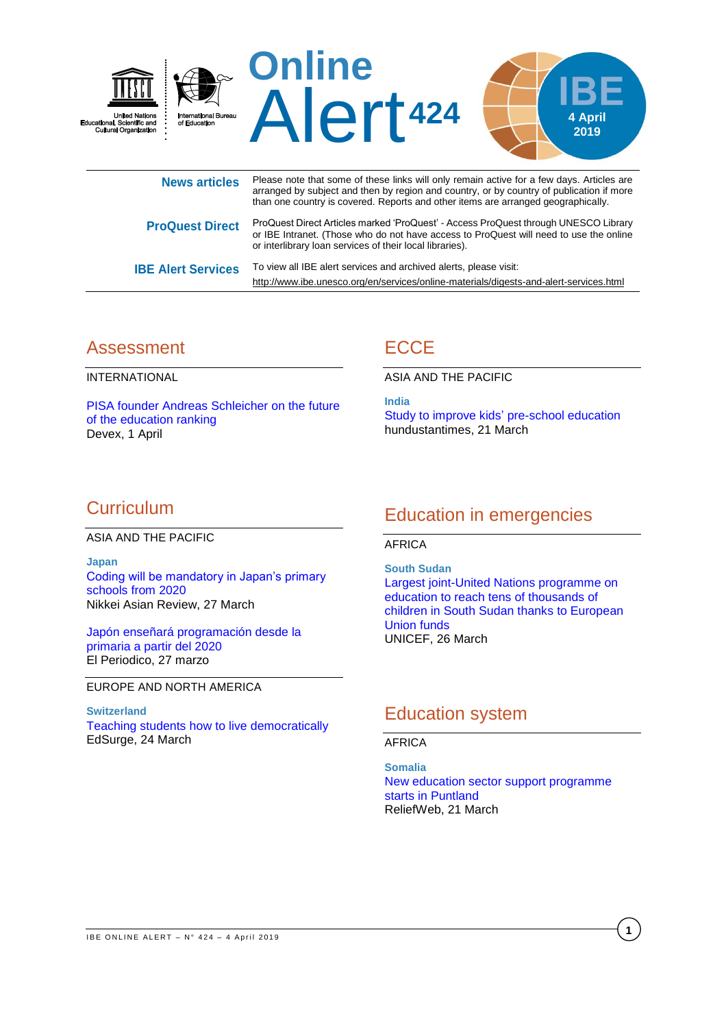United Nations Educational, Scientific and Cultural Organization

International Bureau of Education

# Online Alert 424

IBE 4 April 2019

| | |
|---|---|
| **News articles** | Please note that some of these links will only remain active for a few days. Articles are arranged by subject and then by region and country, or by country of publication if more than one country is covered. Reports and other items are arranged geographically. |
| **ProQuest Direct** | ProQuest Direct Articles marked 'ProQuest' - Access ProQuest through UNESCO Library or IBE Intranet. (Those who do not have access to ProQuest will need to use the online or interlibrary loan services of their local libraries). |
| **IBE Alert Services** | To view all IBE alert services and archived alerts, please visit: http://www.ibe.unesco.org/en/services/online-materials/digests-and-alert-services.html |

## Assessment

INTERNATIONAL

PISA founder Andreas Schleicher on the future of the education ranking
Devex, 1 April

## Curriculum

ASIA AND THE PACIFIC

**Japan**

Coding will be mandatory in Japan's primary schools from 2020
Nikkei Asian Review, 27 March

Japón enseñará programación desde la primaria a partir del 2020
El Periodico, 27 marzo

EUROPE AND NORTH AMERICA

**Switzerland**

Teaching students how to live democratically
EdSurge, 24 March

## ECCE

ASIA AND THE PACIFIC

**India**

Study to improve kids' pre-school education
hundustantimes, 21 March

## Education in emergencies

AFRICA

**South Sudan**

Largest joint-United Nations programme on education to reach tens of thousands of children in South Sudan thanks to European Union funds
UNICEF, 26 March

## Education system

AFRICA

**Somalia**

New education sector support programme starts in Puntland
ReliefWeb, 21 March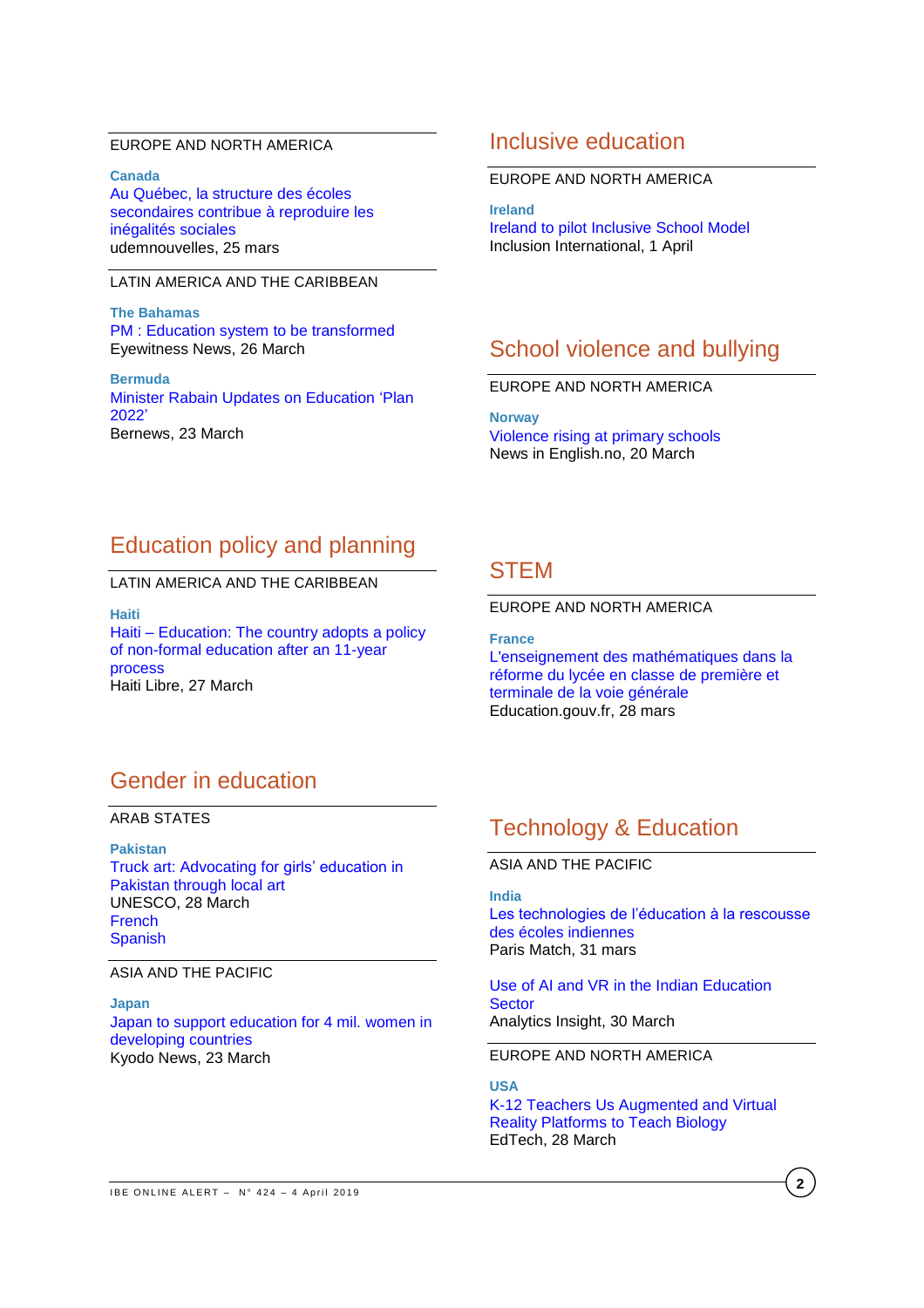EUROPE AND NORTH AMERICA

**Canada**
Au Québec, la structure des écoles secondaires contribue à reproduire les inégalités sociales
udemnouvelles, 25 mars

LATIN AMERICA AND THE CARIBBEAN

**The Bahamas**
PM : Education system to be transformed
Eyewitness News, 26 March

**Bermuda**
Minister Rabain Updates on Education 'Plan 2022'
Bernews, 23 March

## Education policy and planning

LATIN AMERICA AND THE CARIBBEAN

**Haiti**
Haiti – Education: The country adopts a policy of non-formal education after an 11-year process
Haiti Libre, 27 March

## Gender in education

ARAB STATES

**Pakistan**
Truck art: Advocating for girls' education in Pakistan through local art
UNESCO, 28 March
French
Spanish

ASIA AND THE PACIFIC

**Japan**
Japan to support education for 4 mil. women in developing countries
Kyodo News, 23 March

## Inclusive education

EUROPE AND NORTH AMERICA

**Ireland**
Ireland to pilot Inclusive School Model
Inclusion International, 1 April

## School violence and bullying

EUROPE AND NORTH AMERICA

**Norway**
Violence rising at primary schools
News in English.no, 20 March

## STEM

EUROPE AND NORTH AMERICA

**France**
L'enseignement des mathématiques dans la réforme du lycée en classe de première et terminale de la voie générale
Education.gouv.fr, 28 mars

## Technology & Education

ASIA AND THE PACIFIC

**India**
Les technologies de l'éducation à la rescousse des écoles indiennes
Paris Match, 31 mars

Use of AI and VR in the Indian Education Sector
Analytics Insight, 30 March

EUROPE AND NORTH AMERICA

**USA**
K-12 Teachers Us Augmented and Virtual Reality Platforms to Teach Biology
EdTech, 28 March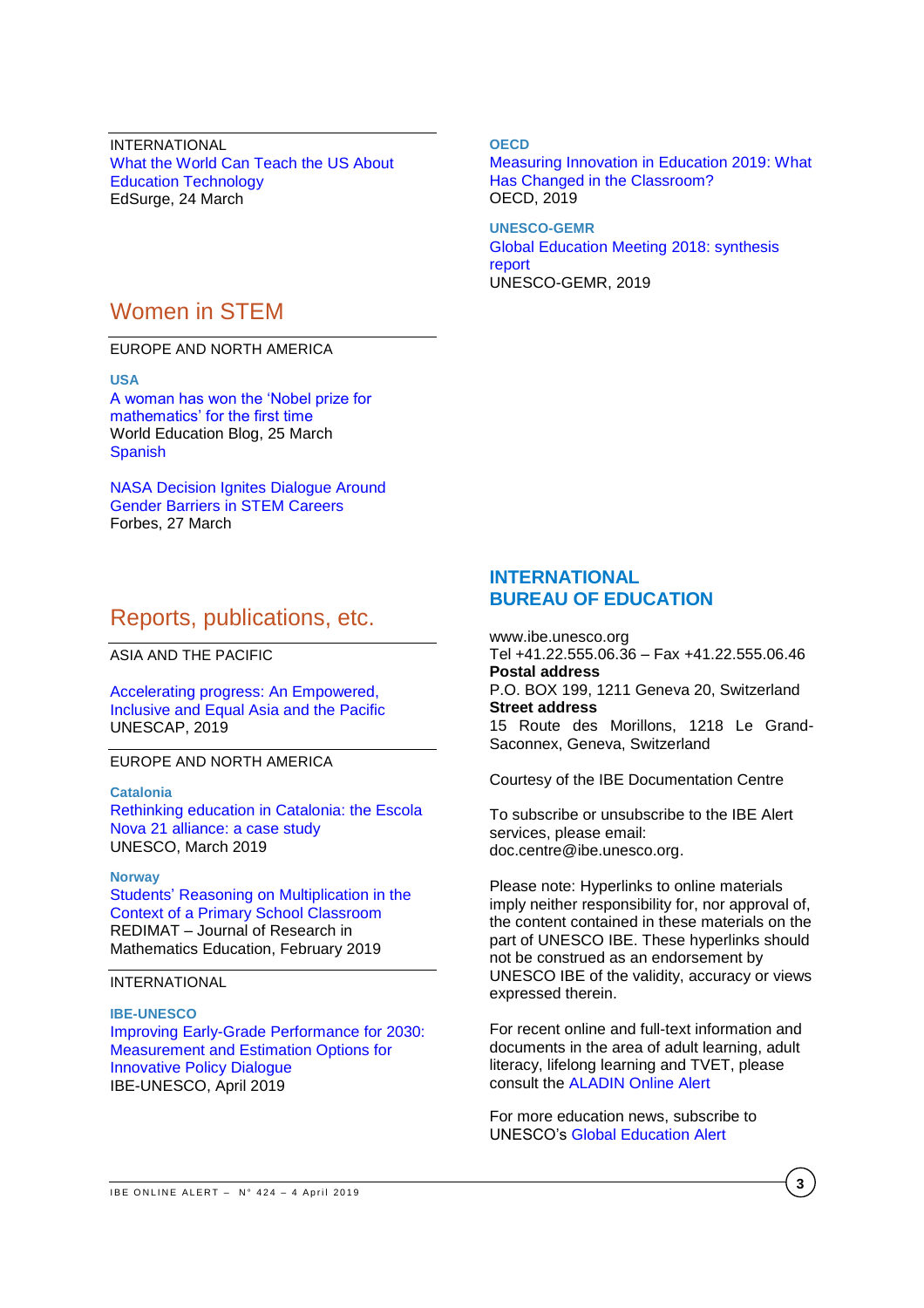INTERNATIONAL

What the World Can Teach the US About Education Technology
EdSurge, 24 March

**OECD**

Measuring Innovation in Education 2019: What Has Changed in the Classroom?
OECD, 2019

**UNESCO-GEMR**

Global Education Meeting 2018: synthesis report
UNESCO-GEMR, 2019

## Women in STEM

EUROPE AND NORTH AMERICA

**USA**

A woman has won the 'Nobel prize for mathematics' for the first time
World Education Blog, 25 March
Spanish

NASA Decision Ignites Dialogue Around Gender Barriers in STEM Careers
Forbes, 27 March

## Reports, publications, etc.

ASIA AND THE PACIFIC

Accelerating progress: An Empowered, Inclusive and Equal Asia and the Pacific
UNESCAP, 2019

EUROPE AND NORTH AMERICA

**Catalonia**

Rethinking education in Catalonia: the Escola Nova 21 alliance: a case study
UNESCO, March 2019

**Norway**

Students' Reasoning on Multiplication in the Context of a Primary School Classroom
REDIMAT – Journal of Research in Mathematics Education, February 2019

INTERNATIONAL

**IBE-UNESCO**

Improving Early-Grade Performance for 2030: Measurement and Estimation Options for Innovative Policy Dialogue
IBE-UNESCO, April 2019

## INTERNATIONAL BUREAU OF EDUCATION

www.ibe.unesco.org
Tel +41.22.555.06.36 – Fax +41.22.555.06.46
**Postal address**
P.O. BOX 199, 1211 Geneva 20, Switzerland
**Street address**
15 Route des Morillons, 1218 Le Grand-Saconnex, Geneva, Switzerland

Courtesy of the IBE Documentation Centre

To subscribe or unsubscribe to the IBE Alert services, please email: doc.centre@ibe.unesco.org.

Please note: Hyperlinks to online materials imply neither responsibility for, nor approval of, the content contained in these materials on the part of UNESCO IBE. These hyperlinks should not be construed as an endorsement by UNESCO IBE of the validity, accuracy or views expressed therein.

For recent online and full-text information and documents in the area of adult learning, adult literacy, lifelong learning and TVET, please consult the ALADIN Online Alert

For more education news, subscribe to UNESCO's Global Education Alert